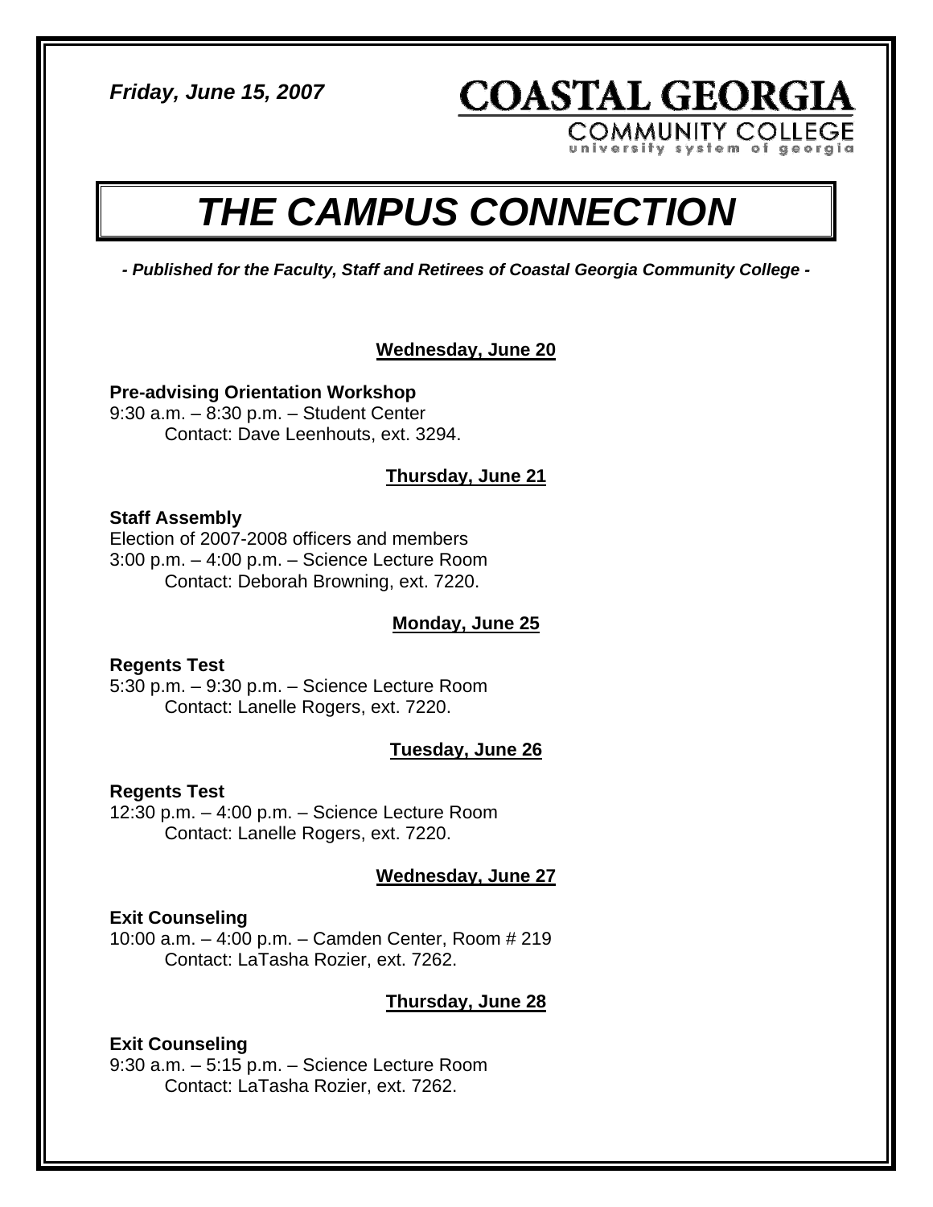*Friday, June 15, 2007*

**COASTAL GEORGIA**
COMMUNITY COLLEGE
university system of georgia

# *THE CAMPUS CONNECTION*

***- Published for the Faculty, Staff and Retirees of Coastal Georgia Community College -***

## Wednesday, June 20

**Pre-advising Orientation Workshop**
9:30 a.m. – 8:30 p.m. – Student Center
Contact: Dave Leenhouts, ext. 3294.

## Thursday, June 21

**Staff Assembly**
Election of 2007-2008 officers and members
3:00 p.m. – 4:00 p.m. – Science Lecture Room
Contact: Deborah Browning, ext. 7220.

## Monday, June 25

**Regents Test**
5:30 p.m. – 9:30 p.m. – Science Lecture Room
Contact: Lanelle Rogers, ext. 7220.

## Tuesday, June 26

**Regents Test**
12:30 p.m. – 4:00 p.m. – Science Lecture Room
Contact: Lanelle Rogers, ext. 7220.

## Wednesday, June 27

**Exit Counseling**
10:00 a.m. – 4:00 p.m. – Camden Center, Room # 219
Contact: LaTasha Rozier, ext. 7262.

## Thursday, June 28

**Exit Counseling**
9:30 a.m. – 5:15 p.m. – Science Lecture Room
Contact: LaTasha Rozier, ext. 7262.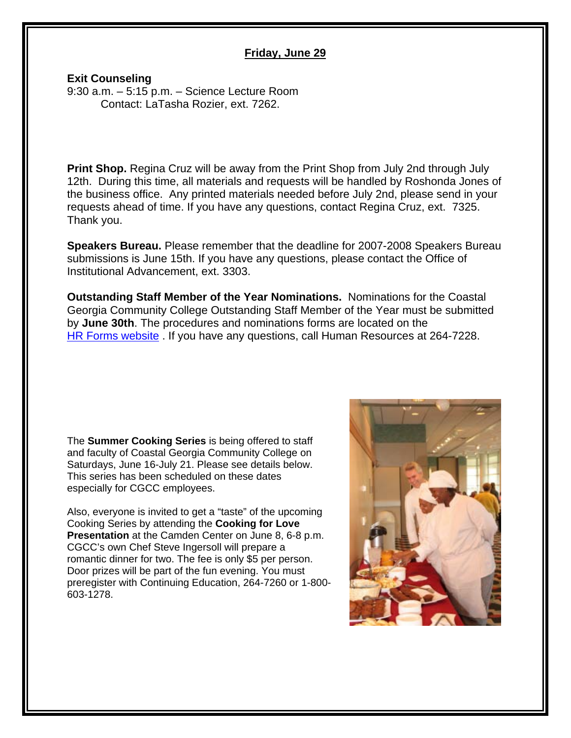**Friday, June 29**

**Exit Counseling**
9:30 a.m. – 5:15 p.m. – Science Lecture Room
Contact: LaTasha Rozier, ext. 7262.

**Print Shop.** Regina Cruz will be away from the Print Shop from July 2nd through July 12th. During this time, all materials and requests will be handled by Roshonda Jones of the business office. Any printed materials needed before July 2nd, please send in your requests ahead of time. If you have any questions, contact Regina Cruz, ext. 7325. Thank you.

**Speakers Bureau.** Please remember that the deadline for 2007-2008 Speakers Bureau submissions is June 15th. If you have any questions, please contact the Office of Institutional Advancement, ext. 3303.

**Outstanding Staff Member of the Year Nominations.** Nominations for the Coastal Georgia Community College Outstanding Staff Member of the Year must be submitted by **June 30th**. The procedures and nominations forms are located on the HR Forms website . If you have any questions, call Human Resources at 264-7228.

The **Summer Cooking Series** is being offered to staff and faculty of Coastal Georgia Community College on Saturdays, June 16-July 21. Please see details below. This series has been scheduled on these dates especially for CGCC employees.

Also, everyone is invited to get a "taste" of the upcoming Cooking Series by attending the **Cooking for Love Presentation** at the Camden Center on June 8, 6-8 p.m. CGCC's own Chef Steve Ingersoll will prepare a romantic dinner for two. The fee is only $5 per person. Door prizes will be part of the fun evening. You must preregister with Continuing Education, 264-7260 or 1-800-603-1278.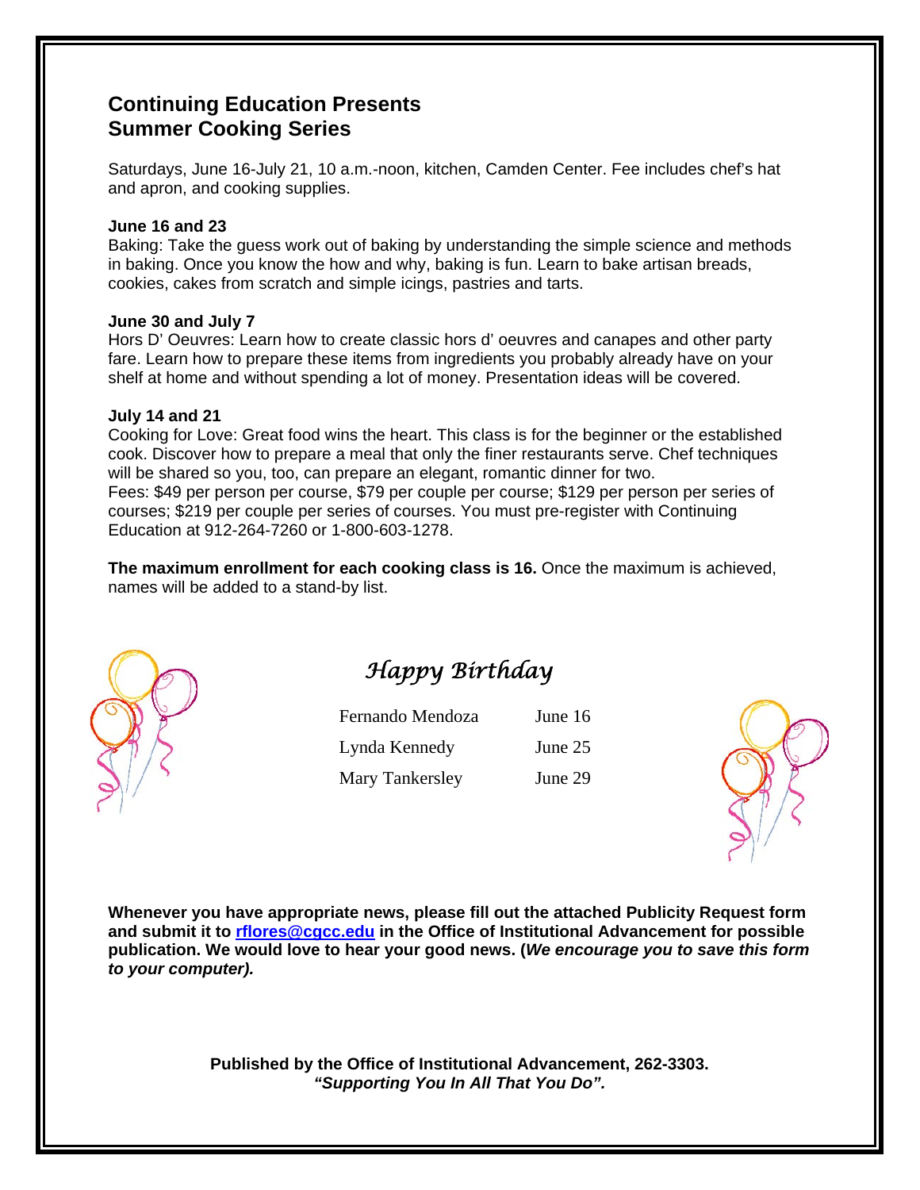## Continuing Education Presents
## Summer Cooking Series

Saturdays, June 16-July 21, 10 a.m.-noon, kitchen, Camden Center. Fee includes chef's hat and apron, and cooking supplies.

**June 16 and 23**
Baking: Take the guess work out of baking by understanding the simple science and methods in baking. Once you know the how and why, baking is fun. Learn to bake artisan breads, cookies, cakes from scratch and simple icings, pastries and tarts.

**June 30 and July 7**
Hors D' Oeuvres: Learn how to create classic hors d' oeuvres and canapes and other party fare. Learn how to prepare these items from ingredients you probably already have on your shelf at home and without spending a lot of money. Presentation ideas will be covered.

**July 14 and 21**
Cooking for Love: Great food wins the heart. This class is for the beginner or the established cook. Discover how to prepare a meal that only the finer restaurants serve. Chef techniques will be shared so you, too, can prepare an elegant, romantic dinner for two.
Fees: $49 per person per course, $79 per couple per course; $129 per person per series of courses; $219 per couple per series of courses. You must pre-register with Continuing Education at 912-264-7260 or 1-800-603-1278.

**The maximum enrollment for each cooking class is 16.** Once the maximum is achieved, names will be added to a stand-by list.

## *Happy Birthday*

| | |
|---|---|
| Fernando Mendoza | June 16 |
| Lynda Kennedy | June 25 |
| Mary Tankersley | June 29 |

**Whenever you have appropriate news, please fill out the attached Publicity Request form and submit it to rflores@cgcc.edu in the Office of Institutional Advancement for possible publication. We would love to hear your good news. (*We encourage you to save this form to your computer).***

**Published by the Office of Institutional Advancement, 262-3303.**
***"Supporting You In All That You Do".***